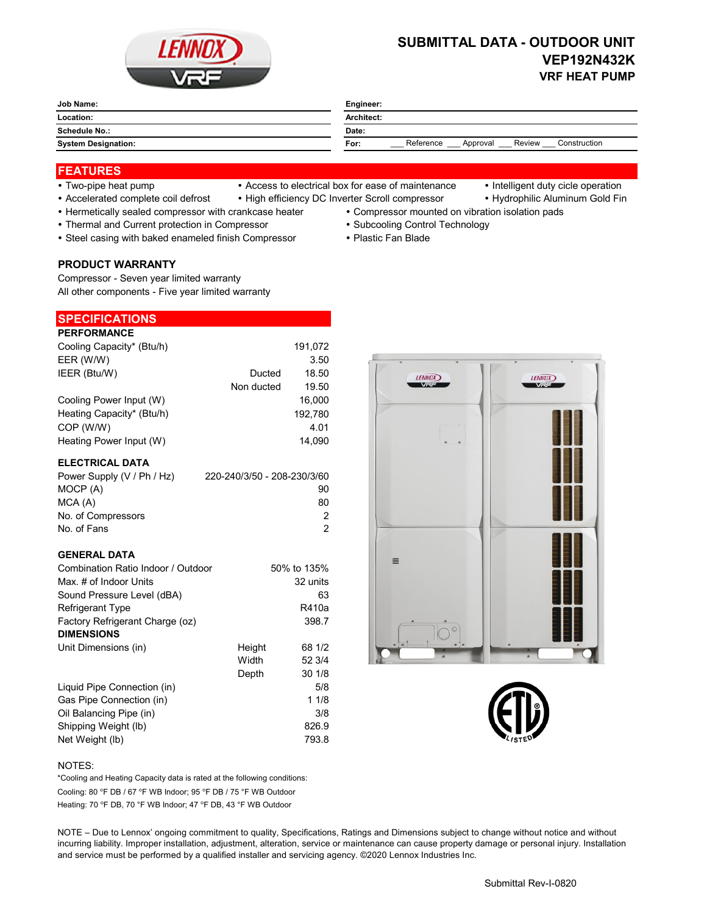# SUBMITTAL DATA - OUTDOOR UNIT

## VEP192N432K

### VRF HEAT PUMP

| | |
|---|---|
| **Job Name:** | **Engineer:** |
| **Location:** | **Architect:** |
| **Schedule No.:** | **Date:** |
| **System Designation:** | **For:** ___ Reference ___ Approval ___ Review ___ Construction |

## FEATURES

- Two-pipe heat pump
- Access to electrical box for ease of maintenance
- Intelligent duty cicle operation
- Accelerated complete coil defrost
- High efficiency DC Inverter Scroll compressor
- Hydrophilic Aluminum Gold Fin
- Hermetically sealed compressor with crankcase heater
- Compressor mounted on vibration isolation pads
- Thermal and Current protection in Compressor
- Subcooling Control Technology
- Steel casing with baked enameled finish Compressor
- Plastic Fan Blade

### PRODUCT WARRANTY

Compressor - Seven year limited warranty
All other components - Five year limited warranty

## SPECIFICATIONS

### PERFORMANCE

| | | |
|---|---|---|
| Cooling Capacity* (Btu/h) | | 191,072 |
| EER (W/W) | | 3.50 |
| IEER (Btu/W) | Ducted | 18.50 |
| | Non ducted | 19.50 |
| Cooling Power Input (W) | | 16,000 |
| Heating Capacity* (Btu/h) | | 192,780 |
| COP (W/W) | | 4.01 |
| Heating Power Input (W) | | 14,090 |

### ELECTRICAL DATA

| | |
|---|---|
| Power Supply (V / Ph / Hz) | 220-240/3/50 - 208-230/3/60 |
| MOCP (A) | 90 |
| MCA (A) | 80 |
| No. of Compressors | 2 |
| No. of Fans | 2 |

### GENERAL DATA

| | | |
|---|---|---|
| Combination Ratio Indoor / Outdoor | | 50% to 135% |
| Max. # of Indoor Units | | 32 units |
| Sound Pressure Level (dBA) | | 63 |
| Refrigerant Type | | R410a |
| Factory Refrigerant Charge (oz) | | 398.7 |
| **DIMENSIONS** | | |
| Unit Dimensions (in) | Height | 68 1/2 |
| | Width | 52 3/4 |
| | Depth | 30 1/8 |
| Liquid Pipe Connection (in) | | 5/8 |
| Gas Pipe Connection (in) | | 1 1/8 |
| Oil Balancing Pipe (in) | | 3/8 |
| Shipping Weight (lb) | | 826.9 |
| Net Weight (lb) | | 793.8 |

NOTES:

*Cooling and Heating Capacity data is rated at the following conditions:

Cooling: 80 °F DB / 67 °F WB Indoor; 95 °F DB / 75 °F WB Outdoor

Heating: 70 °F DB, 70 °F WB Indoor; 47 °F DB, 43 °F WB Outdoor

NOTE – Due to Lennox' ongoing commitment to quality, Specifications, Ratings and Dimensions subject to change without notice and without incurring liability. Improper installation, adjustment, alteration, service or maintenance can cause property damage or personal injury. Installation and service must be performed by a qualified installer and servicing agency. ©2020 Lennox Industries Inc.

Submittal Rev-I-0820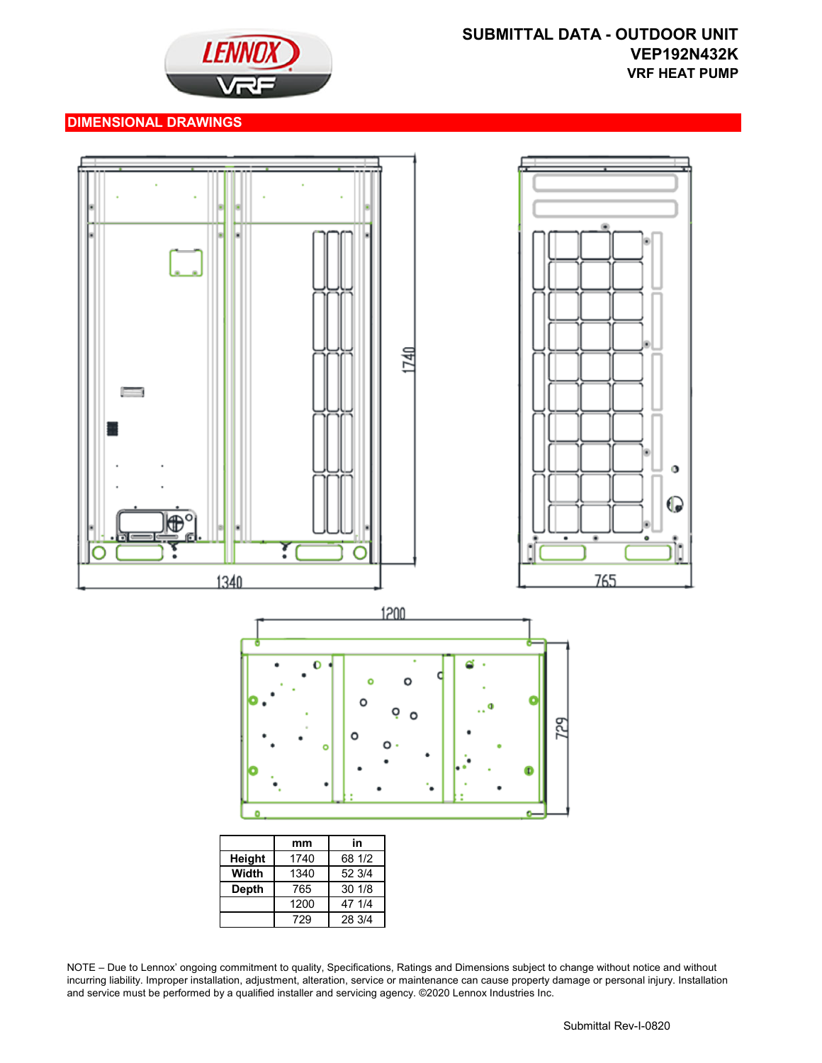# SUBMITTAL DATA - OUTDOOR UNIT

## VEP192N432K

### VRF HEAT PUMP

## DIMENSIONAL DRAWINGS

1740

1340

765

1200

729

| | mm | in |
|---|---|---|
| **Height** | 1740 | 68 1/2 |
| **Width** | 1340 | 52 3/4 |
| **Depth** | 765 | 30 1/8 |
| | 1200 | 47 1/4 |
| | 729 | 28 3/4 |

NOTE – Due to Lennox' ongoing commitment to quality, Specifications, Ratings and Dimensions subject to change without notice and without incurring liability. Improper installation, adjustment, alteration, service or maintenance can cause property damage or personal injury. Installation and service must be performed by a qualified installer and servicing agency. ©2020 Lennox Industries Inc.

Submittal Rev-I-0820